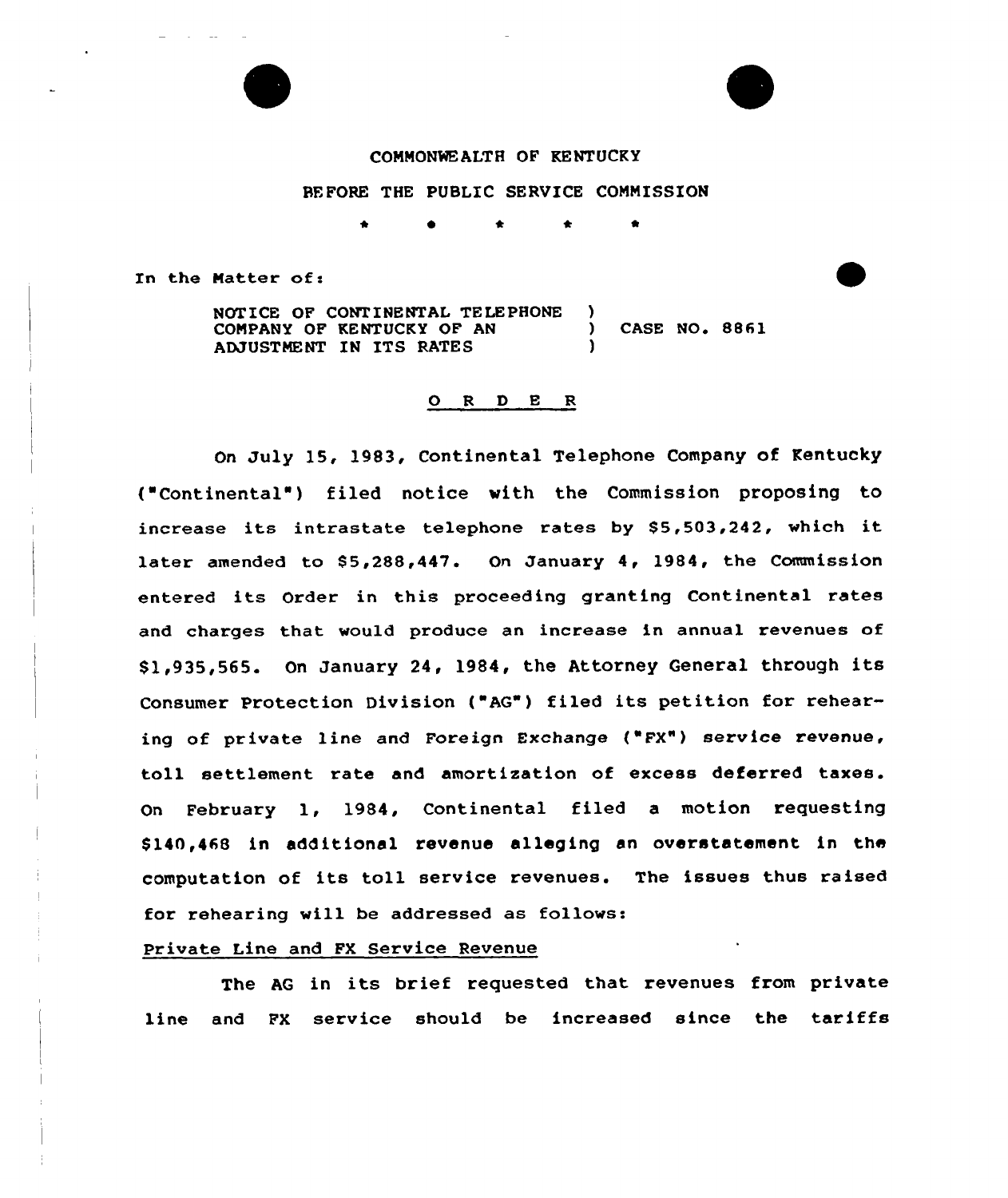COMMONWEALTH OF KENTUCKY

BEFORE THE PUBLIC SERVICE COMMISSION

\* \* \* \* \*

In the Matter of:

NOTICE OF CONTINENTAL TELEPHONE COMPANY OF KENTUCKY OF AN ADJUSTMENT IN ITS RATES ) CASE NO. 8861

## O R D E R

On July 15, 1983, Continental Telephone Company of Kentucky ("Continental") filed notice with the Commission proposing to increase its intrastate telephone rates by $5,503,242, which it later amended to $5,288,447. On January 4, 1984, the Commission entered its Order in this proceeding granting Continental rates and charges that would produce an increase in annual revenues of $1,935,565. On January 24, 1984, the Attorney General through its Consumer Protection Division ("AG") filed its petition for rehearing of private line and Foreign Exchange ("FX") service revenue, toll settlement rate and amortization of excess deferred taxes. On February 1, 1984, Continental filed a motion requesting $140,468 in additional revenue alleging an overstatement in the computation of its toll service revenues. The issues thus raised for rehearing will be addressed as follows:

Private Line and FX Service Revenue

The AG in its brief requested that revenues from private line and FX service should be increased since the tariffs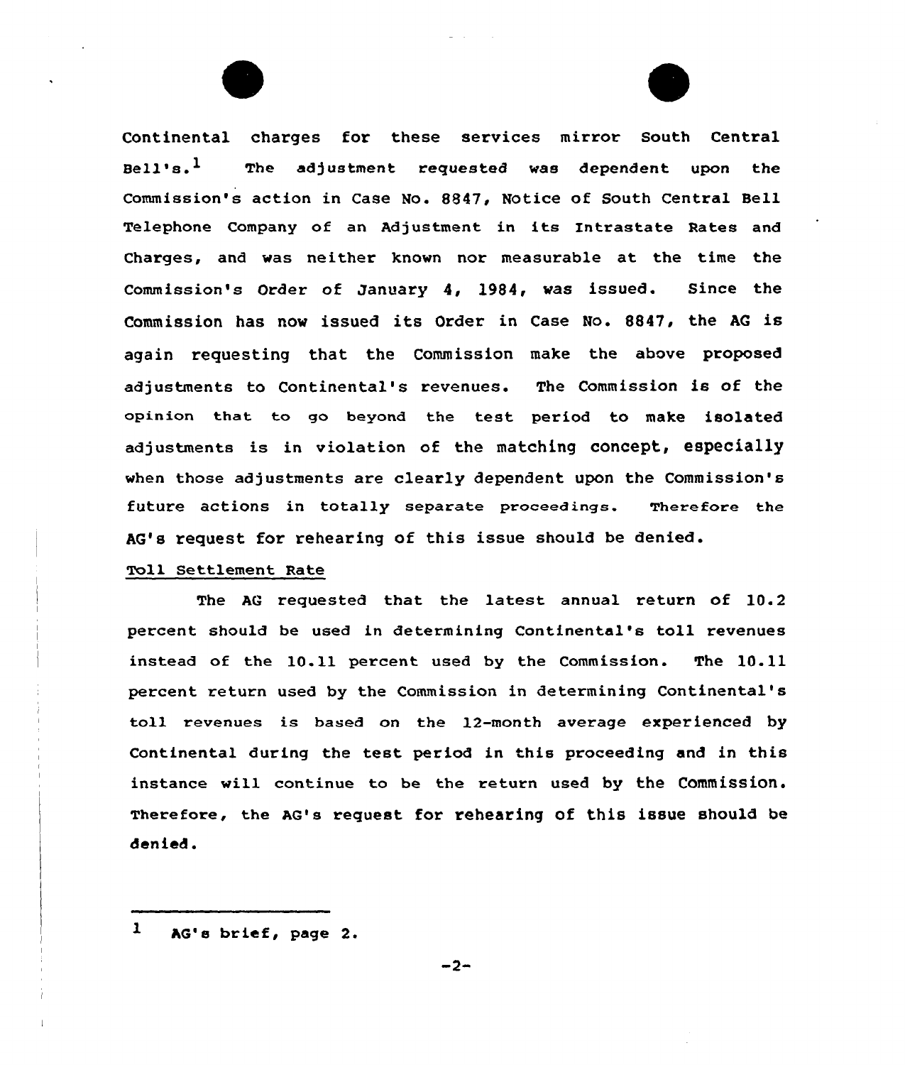Continental charges for these services mirror South Central Bell's.[1] The adjustment requested was dependent upon the Commission's action in Case No. 8847, Notice of South Central Bell Telephone Company of an Adjustment in its Intrastate Rates and Charges, and was neither known nor measurable at the time the Commission's Order of January 4, 1984, was issued. Since the Commission has now issued its Order in Case No. 8847, the AG is again requesting that the Commission make the above proposed adjustments to Continental's revenues. The Commission is of the opinion that to go beyond the test period to make isolated adjustments is in violation of the matching concept, especially when those adjustments are clearly dependent upon the Commission's future actions in totally separate proceedings. Therefore the AG's request for rehearing of this issue should be denied.

Toll Settlement Rate

The AG requested that the latest annual return of 10.2 percent should be used in determining Continental's toll revenues instead of the 10.11 percent used by the Commission. The 10.11 percent return used by the Commission in determining Continental's toll revenues is based on the 12-month average experienced by Continental during the test period in this proceeding and in this instance will continue to be the return used by the Commission. Therefore, the AG's request for rehearing of this issue should be denied.

[1] AG's brief, page 2.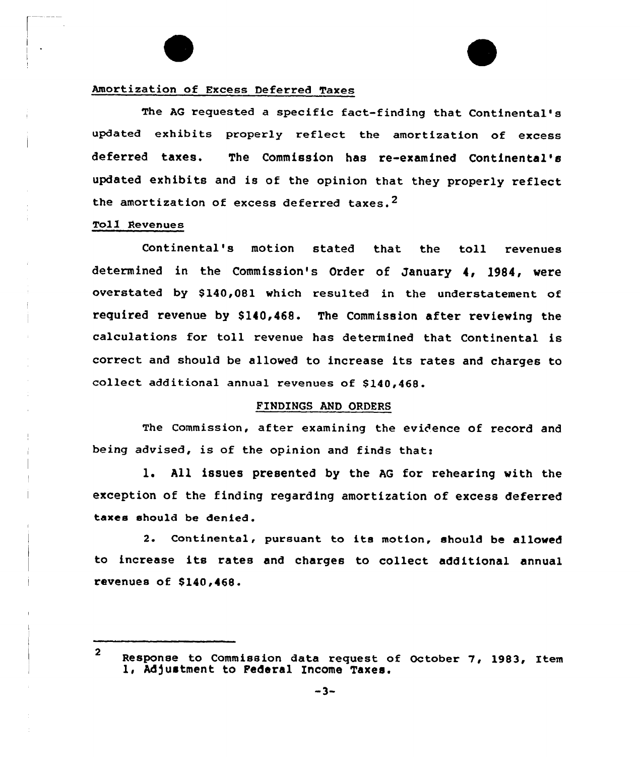## Amortization of Excess Deferred Taxes

The AG requested a specific fact-finding that Continental's updated exhibits properly reflect the amortization of excess deferred taxes. The Commission has re-examined Continental's updated exhibits and is of the opinion that they properly reflect the amortization of excess deferred taxes.[2]

## Toll Revenues

Continental's motion stated that the toll revenues determined in the Commission's Order of January 4, 1984, were overstated by $140,081 which resulted in the understatement of required revenue by $140,468. The Commission after reviewing the calculations for toll revenue has determined that Continental is correct and should be allowed to increase its rates and charges to collect additional annual revenues of $140,468.

## FINDINGS AND ORDERS

The Commission, after examining the evidence of record and being advised, is of the opinion and finds that:

1. All issues presented by the AG for rehearing with the exception of the finding regarding amortization of excess deferred taxes should be denied.

2. Continental, pursuant to its motion, should be allowed to increase its rates and charges to collect additional annual revenues of $140,468.

---

[2] Response to Commission data request of October 7, 1983, Item 1, Adjustment to Federal Income Taxes.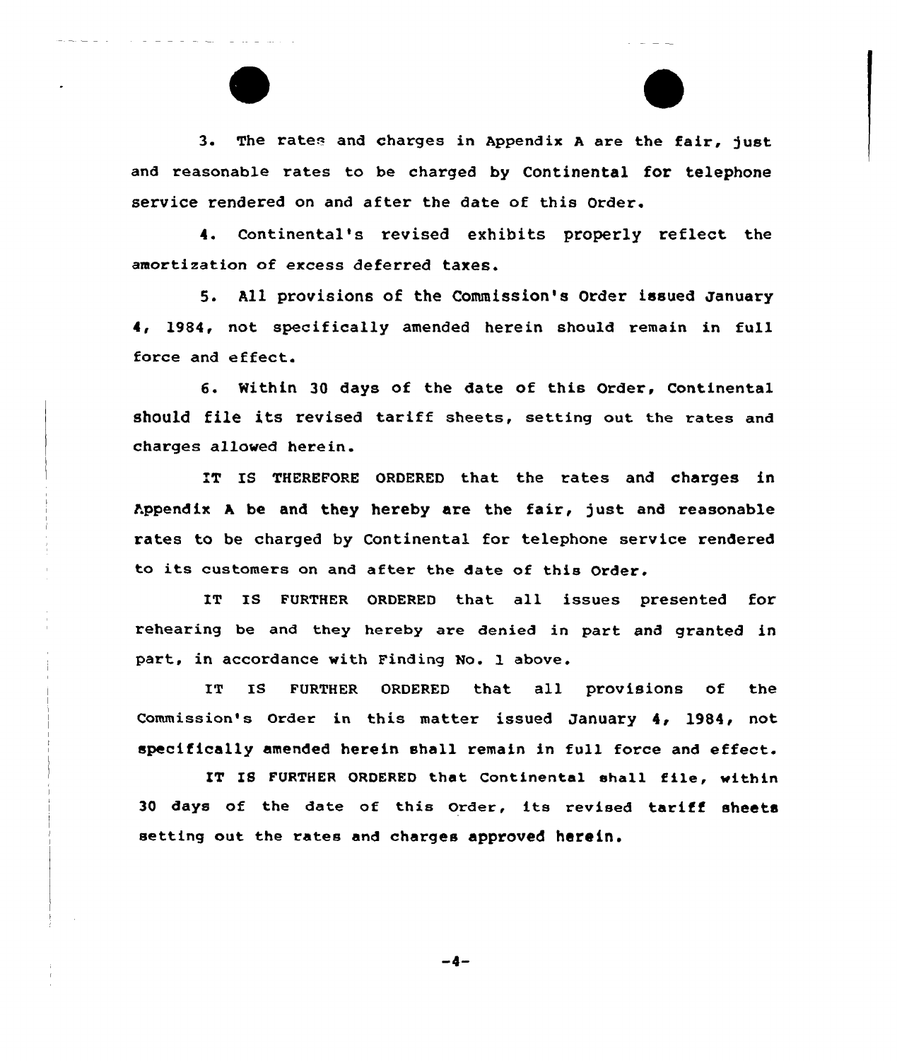3. The rates and charges in Appendix A are the fair, just and reasonable rates to be charged by Continental for telephone service rendered on and after the date of this Order.

4. Continental's revised exhibits properly reflect the amortization of excess deferred taxes.

5. All provisions of the Commission's Order issued January 4, 1984, not specifically amended herein should remain in full force and effect.

6. Within 30 days of the date of this Order, Continental should file its revised tariff sheets, setting out the rates and charges allowed herein.

IT IS THEREFORE ORDERED that the rates and charges in Appendix A be and they hereby are the fair, just and reasonable rates to be charged by Continental for telephone service rendered to its customers on and after the date of this Order.

IT IS FURTHER ORDERED that all issues presented for rehearing be and they hereby are denied in part and granted in part, in accordance with Finding No. 1 above.

IT IS FURTHER ORDERED that all provisions of the Commission's Order in this matter issued January 4, 1984, not specifically amended herein shall remain in full force and effect.

IT IS FURTHER ORDERED that Continental shall file, within 30 days of the date of this Order, its revised tariff sheets setting out the rates and charges approved herein.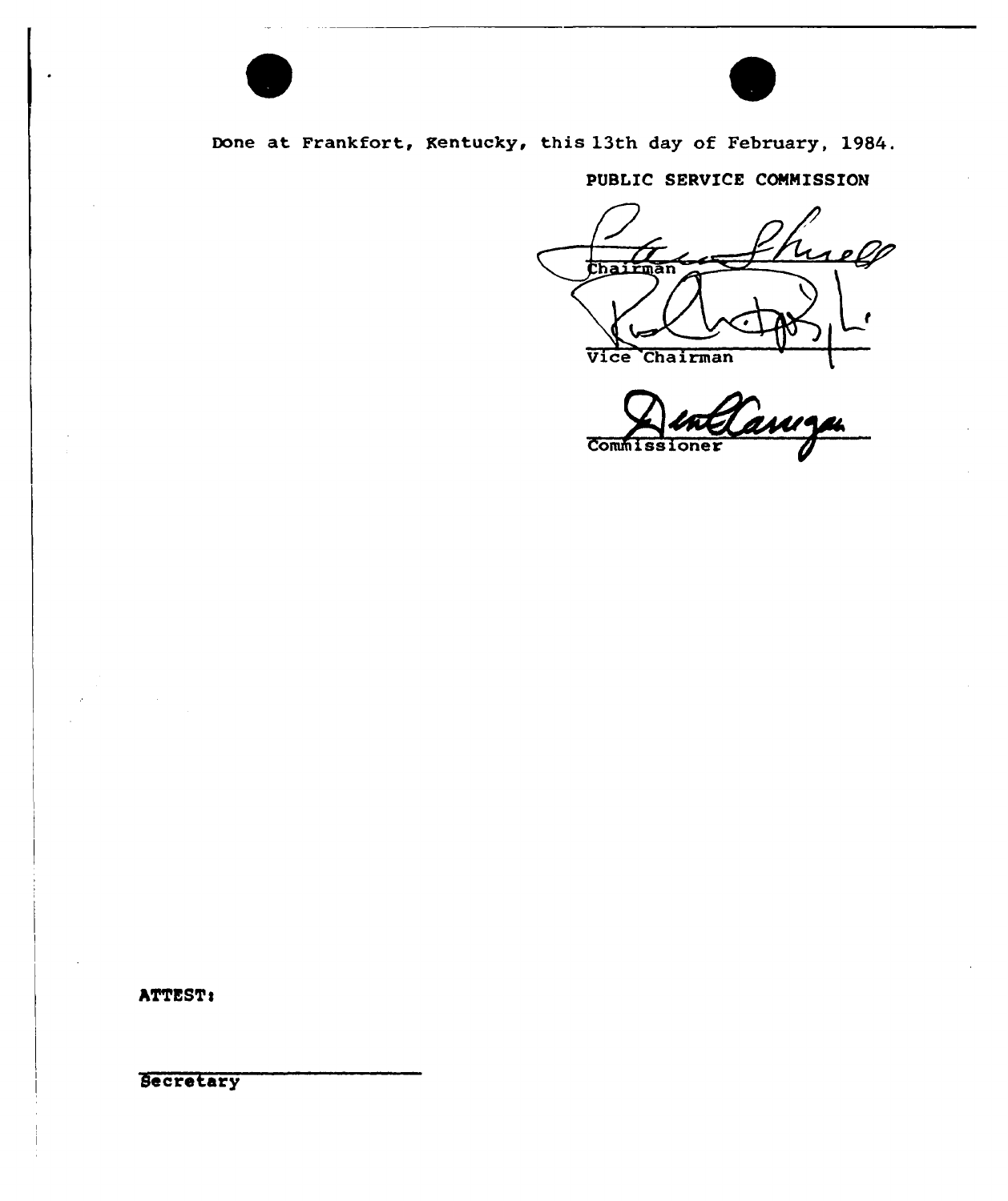Done at Frankfort, Kentucky, this 13th day of February, 1984.

PUBLIC SERVICE COMMISSION

Chairman

Vice Chairman

Commissioner

ATTEST:

Secretary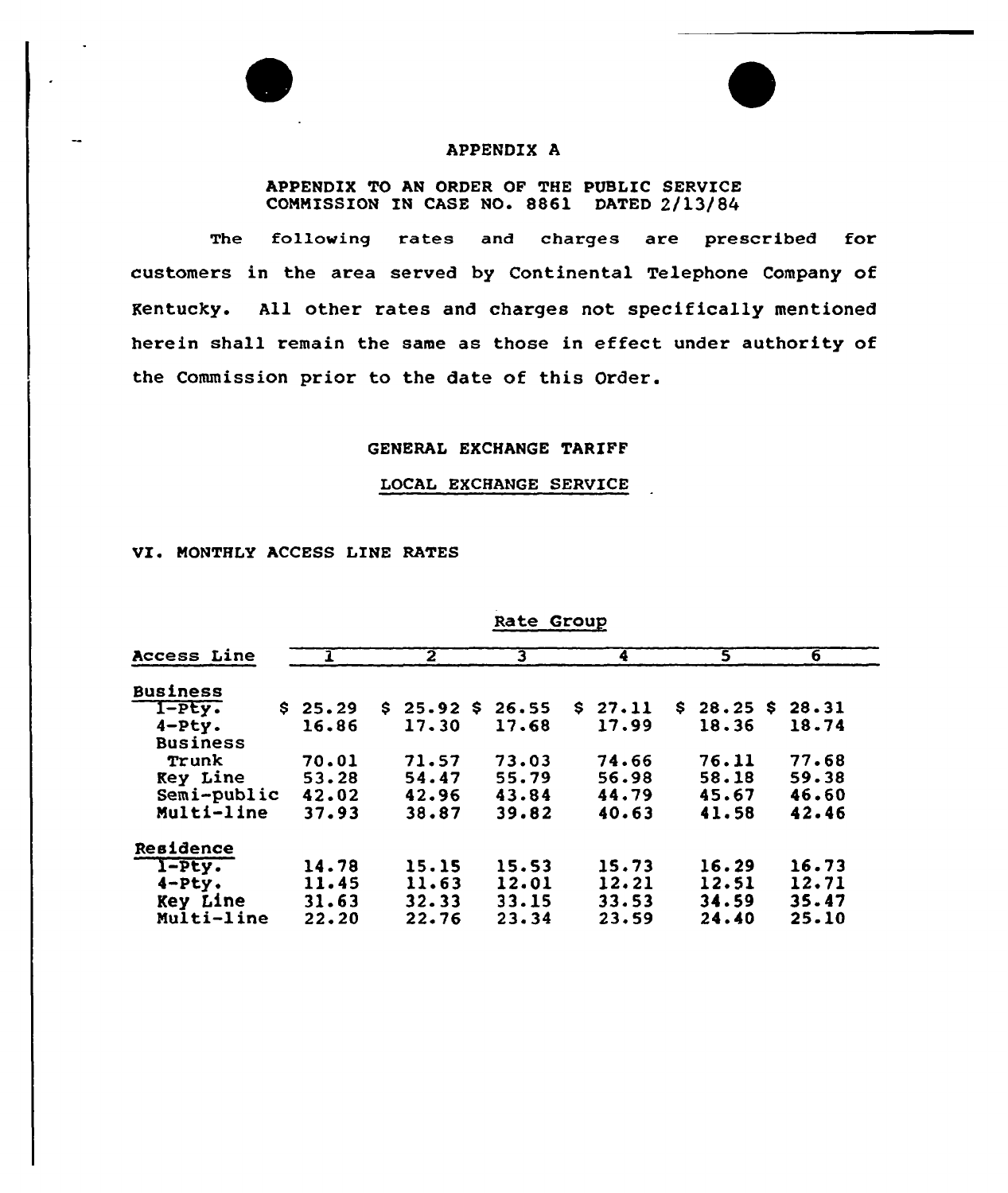APPENDIX A

APPENDIX TO AN ORDER OF THE PUBLIC SERVICE COMMISSION IN CASE NO. 8861 DATED 2/13/84

The following rates and charges are prescribed for customers in the area served by Continental Telephone Company of Kentucky. All other rates and charges not specifically mentioned herein shall remain the same as those in effect under authority of the Commission prior to the date of this Order.

GENERAL EXCHANGE TARIFF

LOCAL EXCHANGE SERVICE

VI. MONTHLY ACCESS LINE RATES

| | Rate Group | | | | | |
|---|---|---|---|---|---|---|
| Access Line | 1 | 2 | 3 | 4 | 5 | 6 |
| Business | | | | | | |
| 1-Pty. | $ 25.29 | $ 25.92 | $ 26.55 | $ 27.11 | $ 28.25 | $ 28.31 |
| 4-Pty. | 16.86 | 17.30 | 17.68 | 17.99 | 18.36 | 18.74 |
| Business Trunk | 70.01 | 71.57 | 73.03 | 74.66 | 76.11 | 77.68 |
| Key Line | 53.28 | 54.47 | 55.79 | 56.98 | 58.18 | 59.38 |
| Semi-public | 42.02 | 42.96 | 43.84 | 44.79 | 45.67 | 46.60 |
| Multi-line | 37.93 | 38.87 | 39.82 | 40.63 | 41.58 | 42.46 |
| Residence | | | | | | |
| 1-Pty. | 14.78 | 15.15 | 15.53 | 15.73 | 16.29 | 16.73 |
| 4-Pty. | 11.45 | 11.63 | 12.01 | 12.21 | 12.51 | 12.71 |
| Key Line | 31.63 | 32.33 | 33.15 | 33.53 | 34.59 | 35.47 |
| Multi-line | 22.20 | 22.76 | 23.34 | 23.59 | 24.40 | 25.10 |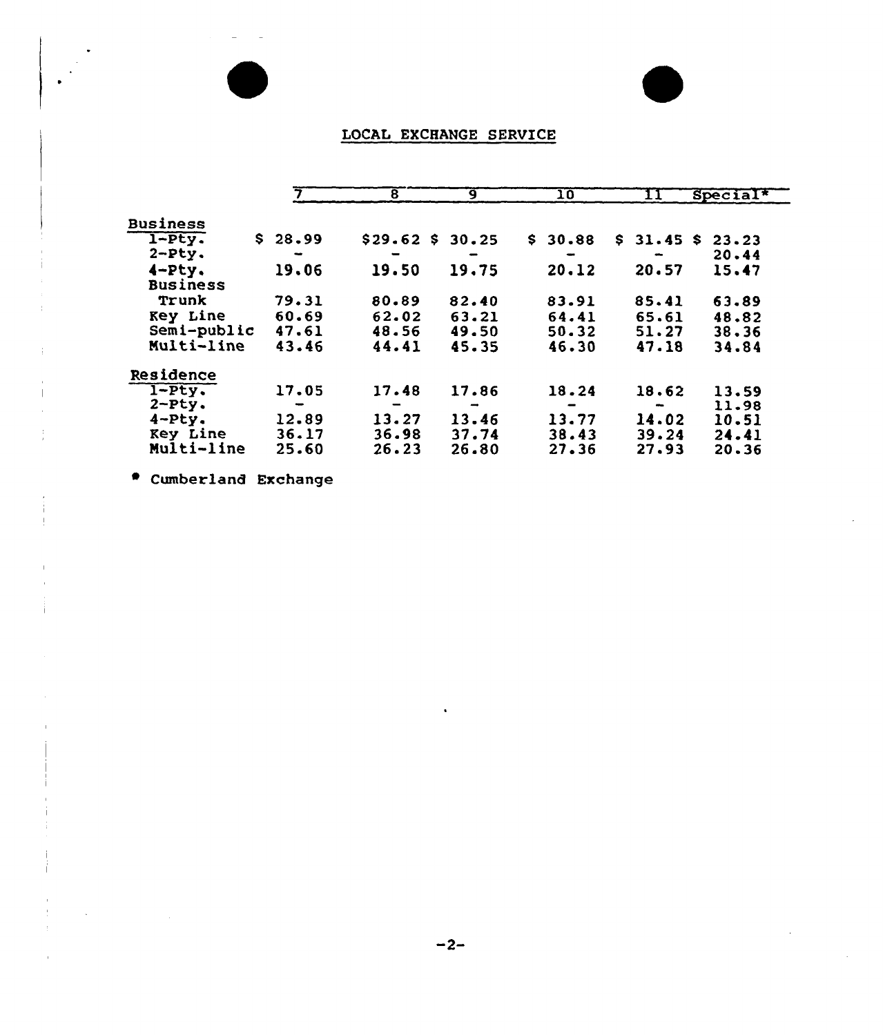## LOCAL EXCHANGE SERVICE

| | 7 | 8 | 9 | 10 | 11 | Special* |
|---|---|---|---|---|---|---|
| **Business** | | | | | | |
| 1-Pty. | $ 28.99 | $29.62 | $ 30.25 | $ 30.88 | $ 31.45 | $ 23.23 |
| 2-Pty. | - | - | - | - | - | 20.44 |
| 4-Pty. | 19.06 | 19.50 | 19.75 | 20.12 | 20.57 | 15.47 |
| Business Trunk | 79.31 | 80.89 | 82.40 | 83.91 | 85.41 | 63.89 |
| Key Line | 60.69 | 62.02 | 63.21 | 64.41 | 65.61 | 48.82 |
| Semi-public | 47.61 | 48.56 | 49.50 | 50.32 | 51.27 | 38.36 |
| Multi-line | 43.46 | 44.41 | 45.35 | 46.30 | 47.18 | 34.84 |
| **Residence** | | | | | | |
| 1-Pty. | 17.05 | 17.48 | 17.86 | 18.24 | 18.62 | 13.59 |
| 2-Pty. | - | - | - | - | - | 11.98 |
| 4-Pty. | 12.89 | 13.27 | 13.46 | 13.77 | 14.02 | 10.51 |
| Key Line | 36.17 | 36.98 | 37.74 | 38.43 | 39.24 | 24.41 |
| Multi-line | 25.60 | 26.23 | 26.80 | 27.36 | 27.93 | 20.36 |

\* Cumberland Exchange